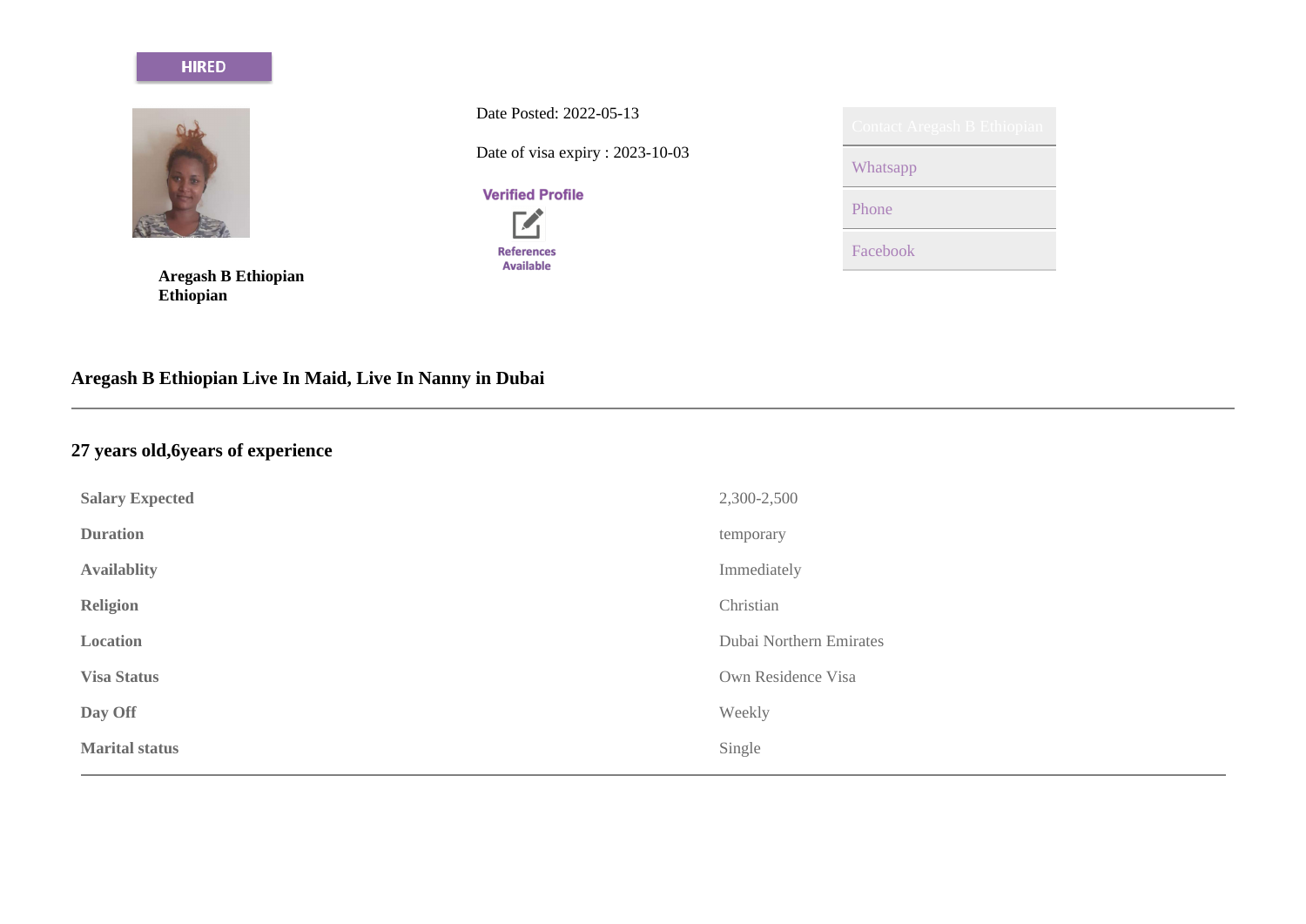HIRED

Date Posted: 2022-05-13

Date of visa expiry : 2023-10-03

Verified Profile

References Available

Contact Aregash B Ethiopian

- Whatsapp
- Phone
- Facebook

**Aregash B Ethiopian**
**Ethiopian**

## Aregash B Ethiopian Live In Maid, Live In Nanny in Dubai

---

### 27 years old,6years of experience

| | |
|---|---|
| **Salary Expected** | 2,300-2,500 |
| **Duration** | temporary |
| **Availablity** | Immediately |
| **Religion** | Christian |
| **Location** | Dubai Northern Emirates |
| **Visa Status** | Own Residence Visa |
| **Day Off** | Weekly |
| **Marital status** | Single |

---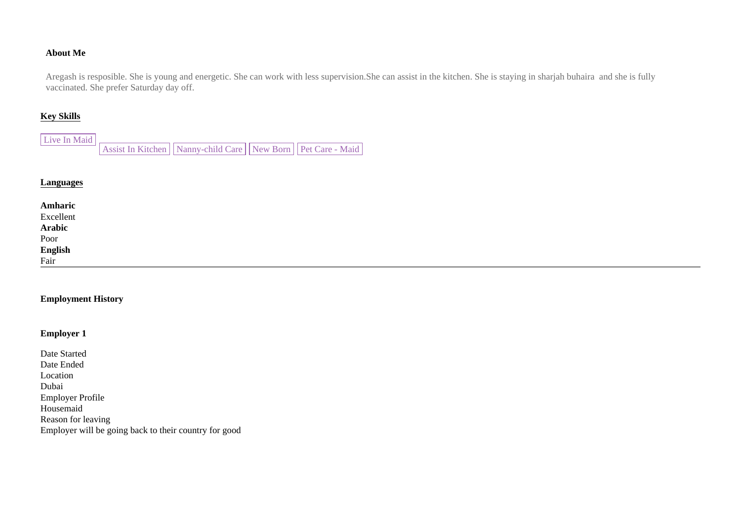**About Me**

Aregash is resposible. She is young and energetic. She can work with less supervision.She can assist in the kitchen. She is staying in sharjah buhaira  and she is fully vaccinated. She prefer Saturday day off.

**Key Skills**

Live In Maid | Assist In Kitchen | Nanny-child Care | New Born | Pet Care - Maid

**Languages**

**Amharic**
Excellent
**Arabic**
Poor
**English**
Fair

---

**Employment History**

**Employer 1**

Date Started
Date Ended
Location
Dubai
Employer Profile
Housemaid
Reason for leaving
Employer will be going back to their country for good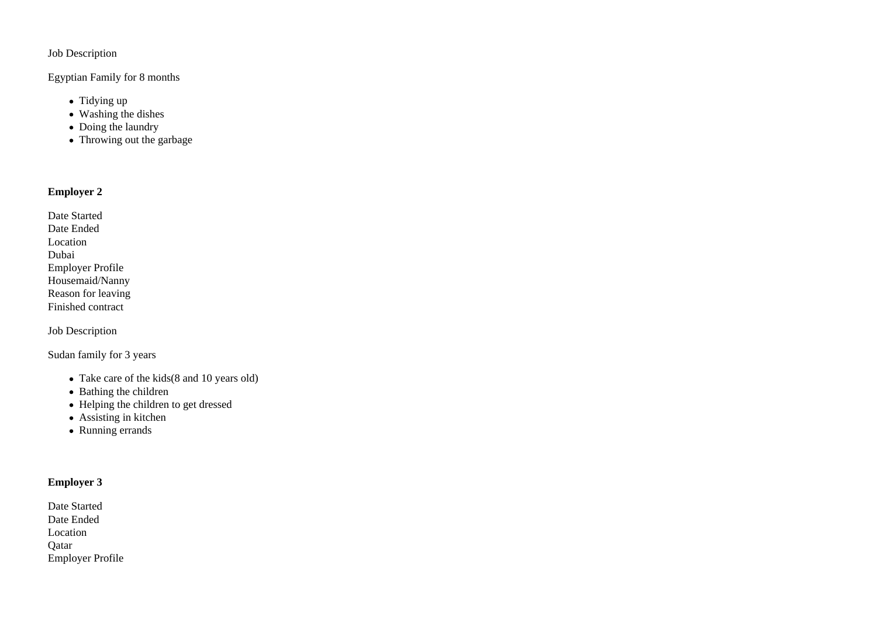Job Description

Egyptian Family for 8 months

- Tidying up
- Washing the dishes
- Doing the laundry
- Throwing out the garbage

**Employer 2**

Date Started
Date Ended
Location
Dubai
Employer Profile
Housemaid/Nanny
Reason for leaving
Finished contract

Job Description

Sudan family for 3 years

- Take care of the kids(8 and 10 years old)
- Bathing the children
- Helping the children to get dressed
- Assisting in kitchen
- Running errands

**Employer 3**

Date Started
Date Ended
Location
Qatar
Employer Profile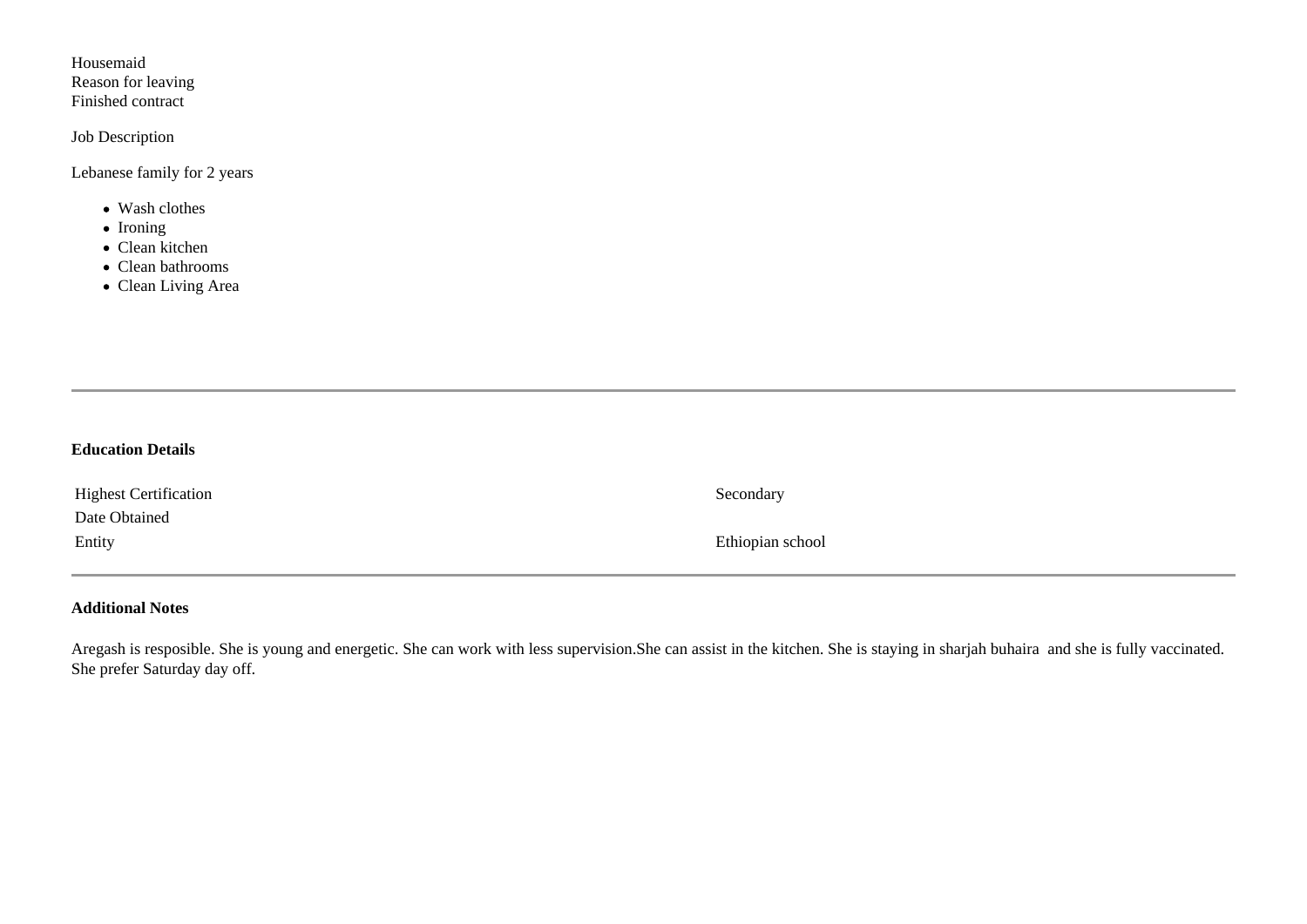Housemaid
Reason for leaving
Finished contract

Job Description

Lebanese family for 2 years

- Wash clothes
- Ironing
- Clean kitchen
- Clean bathrooms
- Clean Living Area

---

**Education Details**

| | |
|---|---|
| Highest Certification | Secondary |
| Date Obtained | |
| Entity | Ethiopian school |

---

**Additional Notes**

Aregash is resposible. She is young and energetic. She can work with less supervision.She can assist in the kitchen. She is staying in sharjah buhaira  and she is fully vaccinated. She prefer Saturday day off.